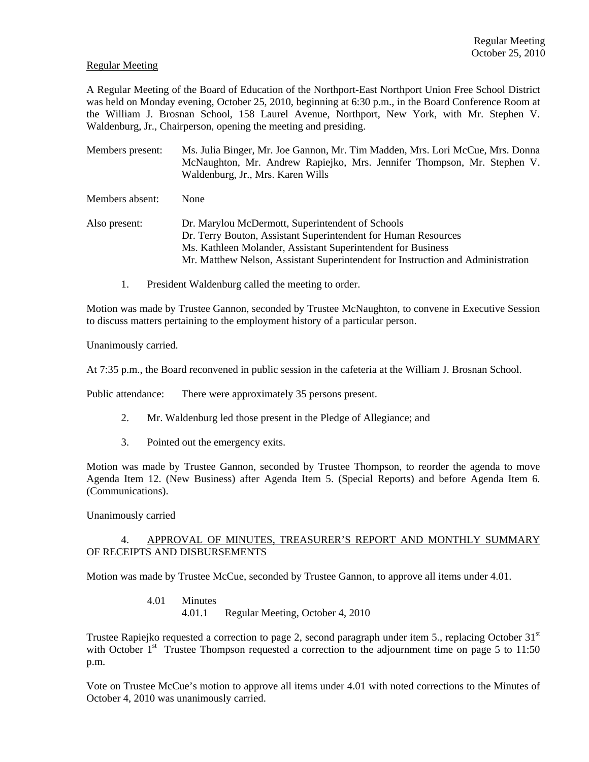Regular Meeting
October 25, 2010

Regular Meeting

A Regular Meeting of the Board of Education of the Northport-East Northport Union Free School District was held on Monday evening, October 25, 2010, beginning at 6:30 p.m., in the Board Conference Room at the William J. Brosnan School, 158 Laurel Avenue, Northport, New York, with Mr. Stephen V. Waldenburg, Jr., Chairperson, opening the meeting and presiding.

Members present: Ms. Julia Binger, Mr. Joe Gannon, Mr. Tim Madden, Mrs. Lori McCue, Mrs. Donna McNaughton, Mr. Andrew Rapiejko, Mrs. Jennifer Thompson, Mr. Stephen V. Waldenburg, Jr., Mrs. Karen Wills

Members absent: None

Also present: Dr. Marylou McDermott, Superintendent of Schools
Dr. Terry Bouton, Assistant Superintendent for Human Resources
Ms. Kathleen Molander, Assistant Superintendent for Business
Mr. Matthew Nelson, Assistant Superintendent for Instruction and Administration

1. President Waldenburg called the meeting to order.

Motion was made by Trustee Gannon, seconded by Trustee McNaughton, to convene in Executive Session to discuss matters pertaining to the employment history of a particular person.

Unanimously carried.

At 7:35 p.m., the Board reconvened in public session in the cafeteria at the William J. Brosnan School.

Public attendance: There were approximately 35 persons present.

2. Mr. Waldenburg led those present in the Pledge of Allegiance; and

3. Pointed out the emergency exits.

Motion was made by Trustee Gannon, seconded by Trustee Thompson, to reorder the agenda to move Agenda Item 12. (New Business) after Agenda Item 5. (Special Reports) and before Agenda Item 6. (Communications).

Unanimously carried

4. APPROVAL OF MINUTES, TREASURER'S REPORT AND MONTHLY SUMMARY OF RECEIPTS AND DISBURSEMENTS

Motion was made by Trustee McCue, seconded by Trustee Gannon, to approve all items under 4.01.

4.01 Minutes
4.01.1 Regular Meeting, October 4, 2010

Trustee Rapiejko requested a correction to page 2, second paragraph under item 5., replacing October 31st with October 1st Trustee Thompson requested a correction to the adjournment time on page 5 to 11:50 p.m.

Vote on Trustee McCue's motion to approve all items under 4.01 with noted corrections to the Minutes of October 4, 2010 was unanimously carried.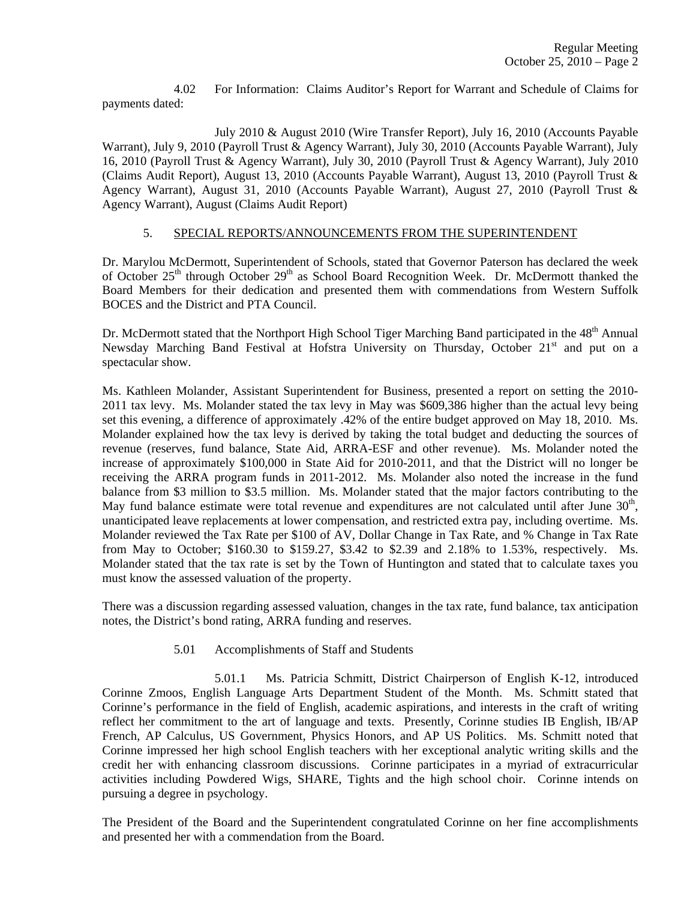4.02 For Information: Claims Auditor's Report for Warrant and Schedule of Claims for payments dated:

July 2010 & August 2010 (Wire Transfer Report), July 16, 2010 (Accounts Payable Warrant), July 9, 2010 (Payroll Trust & Agency Warrant), July 30, 2010 (Accounts Payable Warrant), July 16, 2010 (Payroll Trust & Agency Warrant), July 30, 2010 (Payroll Trust & Agency Warrant), July 2010 (Claims Audit Report), August 13, 2010 (Accounts Payable Warrant), August 13, 2010 (Payroll Trust & Agency Warrant), August 31, 2010 (Accounts Payable Warrant), August 27, 2010 (Payroll Trust & Agency Warrant), August (Claims Audit Report)

## 5. SPECIAL REPORTS/ANNOUNCEMENTS FROM THE SUPERINTENDENT

Dr. Marylou McDermott, Superintendent of Schools, stated that Governor Paterson has declared the week of October 25th through October 29th as School Board Recognition Week. Dr. McDermott thanked the Board Members for their dedication and presented them with commendations from Western Suffolk BOCES and the District and PTA Council.

Dr. McDermott stated that the Northport High School Tiger Marching Band participated in the 48th Annual Newsday Marching Band Festival at Hofstra University on Thursday, October 21st and put on a spectacular show.

Ms. Kathleen Molander, Assistant Superintendent for Business, presented a report on setting the 2010-2011 tax levy. Ms. Molander stated the tax levy in May was $609,386 higher than the actual levy being set this evening, a difference of approximately .42% of the entire budget approved on May 18, 2010. Ms. Molander explained how the tax levy is derived by taking the total budget and deducting the sources of revenue (reserves, fund balance, State Aid, ARRA-ESF and other revenue). Ms. Molander noted the increase of approximately $100,000 in State Aid for 2010-2011, and that the District will no longer be receiving the ARRA program funds in 2011-2012. Ms. Molander also noted the increase in the fund balance from $3 million to $3.5 million. Ms. Molander stated that the major factors contributing to the May fund balance estimate were total revenue and expenditures are not calculated until after June 30th, unanticipated leave replacements at lower compensation, and restricted extra pay, including overtime. Ms. Molander reviewed the Tax Rate per $100 of AV, Dollar Change in Tax Rate, and % Change in Tax Rate from May to October; $160.30 to $159.27, $3.42 to $2.39 and 2.18% to 1.53%, respectively. Ms. Molander stated that the tax rate is set by the Town of Huntington and stated that to calculate taxes you must know the assessed valuation of the property.

There was a discussion regarding assessed valuation, changes in the tax rate, fund balance, tax anticipation notes, the District's bond rating, ARRA funding and reserves.

5.01 Accomplishments of Staff and Students

5.01.1 Ms. Patricia Schmitt, District Chairperson of English K-12, introduced Corinne Zmoos, English Language Arts Department Student of the Month. Ms. Schmitt stated that Corinne's performance in the field of English, academic aspirations, and interests in the craft of writing reflect her commitment to the art of language and texts. Presently, Corinne studies IB English, IB/AP French, AP Calculus, US Government, Physics Honors, and AP US Politics. Ms. Schmitt noted that Corinne impressed her high school English teachers with her exceptional analytic writing skills and the credit her with enhancing classroom discussions. Corinne participates in a myriad of extracurricular activities including Powdered Wigs, SHARE, Tights and the high school choir. Corinne intends on pursuing a degree in psychology.

The President of the Board and the Superintendent congratulated Corinne on her fine accomplishments and presented her with a commendation from the Board.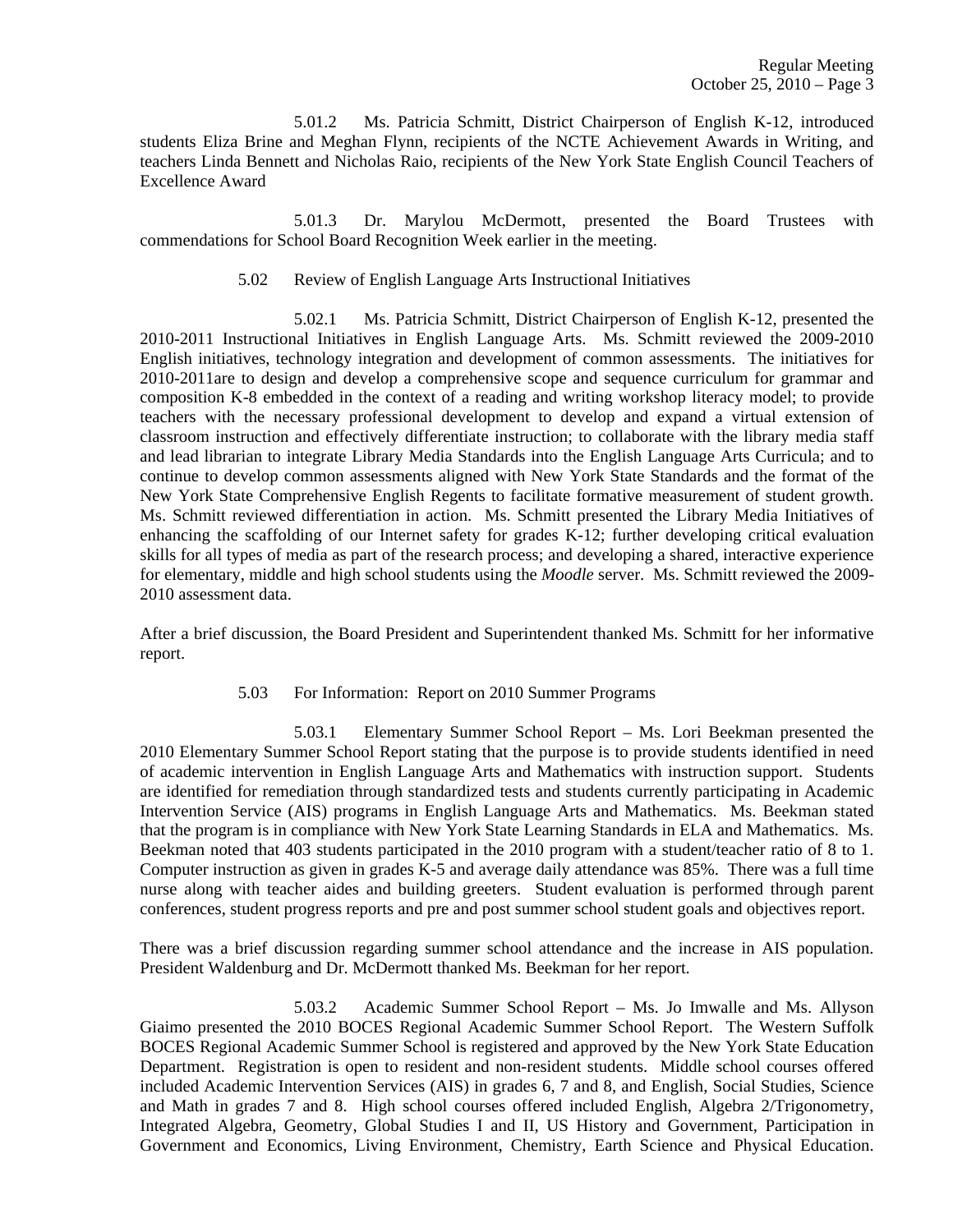5.01.2 Ms. Patricia Schmitt, District Chairperson of English K-12, introduced students Eliza Brine and Meghan Flynn, recipients of the NCTE Achievement Awards in Writing, and teachers Linda Bennett and Nicholas Raio, recipients of the New York State English Council Teachers of Excellence Award

5.01.3 Dr. Marylou McDermott, presented the Board Trustees with commendations for School Board Recognition Week earlier in the meeting.

5.02 Review of English Language Arts Instructional Initiatives

5.02.1 Ms. Patricia Schmitt, District Chairperson of English K-12, presented the 2010-2011 Instructional Initiatives in English Language Arts. Ms. Schmitt reviewed the 2009-2010 English initiatives, technology integration and development of common assessments. The initiatives for 2010-2011are to design and develop a comprehensive scope and sequence curriculum for grammar and composition K-8 embedded in the context of a reading and writing workshop literacy model; to provide teachers with the necessary professional development to develop and expand a virtual extension of classroom instruction and effectively differentiate instruction; to collaborate with the library media staff and lead librarian to integrate Library Media Standards into the English Language Arts Curricula; and to continue to develop common assessments aligned with New York State Standards and the format of the New York State Comprehensive English Regents to facilitate formative measurement of student growth. Ms. Schmitt reviewed differentiation in action. Ms. Schmitt presented the Library Media Initiatives of enhancing the scaffolding of our Internet safety for grades K-12; further developing critical evaluation skills for all types of media as part of the research process; and developing a shared, interactive experience for elementary, middle and high school students using the *Moodle* server. Ms. Schmitt reviewed the 2009-2010 assessment data.

After a brief discussion, the Board President and Superintendent thanked Ms. Schmitt for her informative report.

5.03 For Information: Report on 2010 Summer Programs

5.03.1 Elementary Summer School Report – Ms. Lori Beekman presented the 2010 Elementary Summer School Report stating that the purpose is to provide students identified in need of academic intervention in English Language Arts and Mathematics with instruction support. Students are identified for remediation through standardized tests and students currently participating in Academic Intervention Service (AIS) programs in English Language Arts and Mathematics. Ms. Beekman stated that the program is in compliance with New York State Learning Standards in ELA and Mathematics. Ms. Beekman noted that 403 students participated in the 2010 program with a student/teacher ratio of 8 to 1. Computer instruction as given in grades K-5 and average daily attendance was 85%. There was a full time nurse along with teacher aides and building greeters. Student evaluation is performed through parent conferences, student progress reports and pre and post summer school student goals and objectives report.

There was a brief discussion regarding summer school attendance and the increase in AIS population. President Waldenburg and Dr. McDermott thanked Ms. Beekman for her report.

5.03.2 Academic Summer School Report – Ms. Jo Imwalle and Ms. Allyson Giaimo presented the 2010 BOCES Regional Academic Summer School Report. The Western Suffolk BOCES Regional Academic Summer School is registered and approved by the New York State Education Department. Registration is open to resident and non-resident students. Middle school courses offered included Academic Intervention Services (AIS) in grades 6, 7 and 8, and English, Social Studies, Science and Math in grades 7 and 8. High school courses offered included English, Algebra 2/Trigonometry, Integrated Algebra, Geometry, Global Studies I and II, US History and Government, Participation in Government and Economics, Living Environment, Chemistry, Earth Science and Physical Education.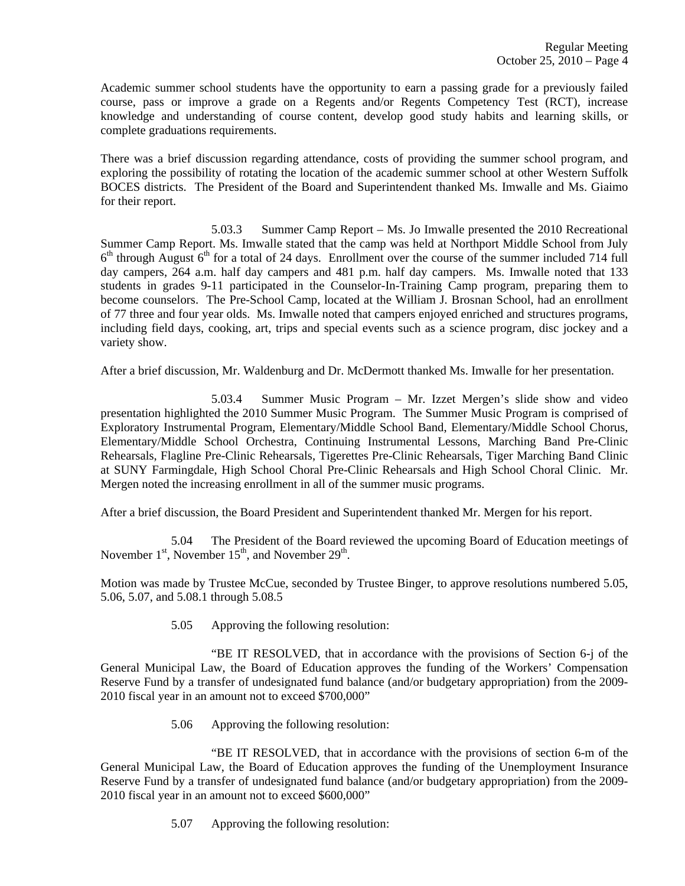Academic summer school students have the opportunity to earn a passing grade for a previously failed course, pass or improve a grade on a Regents and/or Regents Competency Test (RCT), increase knowledge and understanding of course content, develop good study habits and learning skills, or complete graduations requirements.

There was a brief discussion regarding attendance, costs of providing the summer school program, and exploring the possibility of rotating the location of the academic summer school at other Western Suffolk BOCES districts. The President of the Board and Superintendent thanked Ms. Imwalle and Ms. Giaimo for their report.

5.03.3 Summer Camp Report – Ms. Jo Imwalle presented the 2010 Recreational Summer Camp Report. Ms. Imwalle stated that the camp was held at Northport Middle School from July 6th through August 6th for a total of 24 days. Enrollment over the course of the summer included 714 full day campers, 264 a.m. half day campers and 481 p.m. half day campers. Ms. Imwalle noted that 133 students in grades 9-11 participated in the Counselor-In-Training Camp program, preparing them to become counselors. The Pre-School Camp, located at the William J. Brosnan School, had an enrollment of 77 three and four year olds. Ms. Imwalle noted that campers enjoyed enriched and structures programs, including field days, cooking, art, trips and special events such as a science program, disc jockey and a variety show.

After a brief discussion, Mr. Waldenburg and Dr. McDermott thanked Ms. Imwalle for her presentation.

5.03.4 Summer Music Program – Mr. Izzet Mergen's slide show and video presentation highlighted the 2010 Summer Music Program. The Summer Music Program is comprised of Exploratory Instrumental Program, Elementary/Middle School Band, Elementary/Middle School Chorus, Elementary/Middle School Orchestra, Continuing Instrumental Lessons, Marching Band Pre-Clinic Rehearsals, Flagline Pre-Clinic Rehearsals, Tigerettes Pre-Clinic Rehearsals, Tiger Marching Band Clinic at SUNY Farmingdale, High School Choral Pre-Clinic Rehearsals and High School Choral Clinic. Mr. Mergen noted the increasing enrollment in all of the summer music programs.

After a brief discussion, the Board President and Superintendent thanked Mr. Mergen for his report.

5.04 The President of the Board reviewed the upcoming Board of Education meetings of November 1st, November 15th, and November 29th.

Motion was made by Trustee McCue, seconded by Trustee Binger, to approve resolutions numbered 5.05, 5.06, 5.07, and 5.08.1 through 5.08.5

5.05 Approving the following resolution:

"BE IT RESOLVED, that in accordance with the provisions of Section 6-j of the General Municipal Law, the Board of Education approves the funding of the Workers' Compensation Reserve Fund by a transfer of undesignated fund balance (and/or budgetary appropriation) from the 2009-2010 fiscal year in an amount not to exceed $700,000"

5.06 Approving the following resolution:

"BE IT RESOLVED, that in accordance with the provisions of section 6-m of the General Municipal Law, the Board of Education approves the funding of the Unemployment Insurance Reserve Fund by a transfer of undesignated fund balance (and/or budgetary appropriation) from the 2009-2010 fiscal year in an amount not to exceed $600,000"

5.07 Approving the following resolution: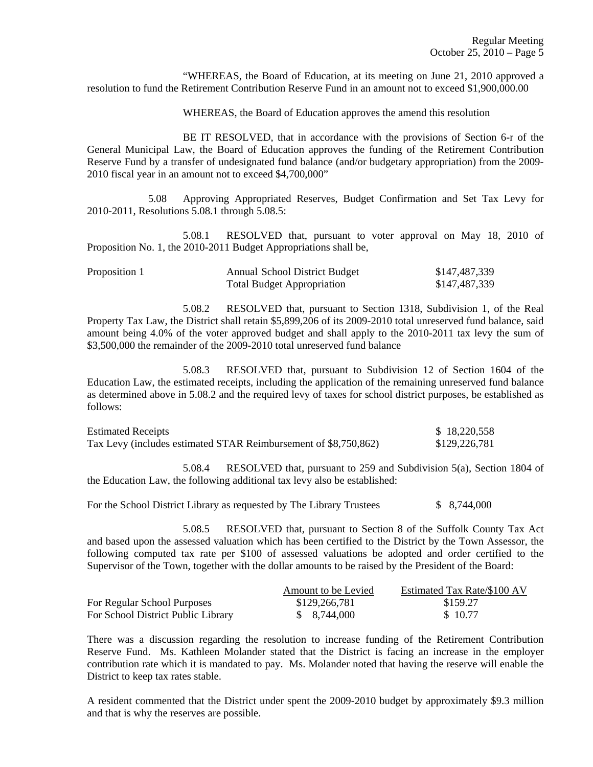"WHEREAS, the Board of Education, at its meeting on June 21, 2010 approved a resolution to fund the Retirement Contribution Reserve Fund in an amount not to exceed $1,900,000.00

WHEREAS, the Board of Education approves the amend this resolution

BE IT RESOLVED, that in accordance with the provisions of Section 6-r of the General Municipal Law, the Board of Education approves the funding of the Retirement Contribution Reserve Fund by a transfer of undesignated fund balance (and/or budgetary appropriation) from the 2009-2010 fiscal year in an amount not to exceed $4,700,000"

5.08 Approving Appropriated Reserves, Budget Confirmation and Set Tax Levy for 2010-2011, Resolutions 5.08.1 through 5.08.5:

5.08.1 RESOLVED that, pursuant to voter approval on May 18, 2010 of Proposition No. 1, the 2010-2011 Budget Appropriations shall be,

| | | |
|---|---|---|
| Proposition 1 | Annual School District Budget | $147,487,339 |
| | Total Budget Appropriation | $147,487,339 |

5.08.2 RESOLVED that, pursuant to Section 1318, Subdivision 1, of the Real Property Tax Law, the District shall retain $5,899,206 of its 2009-2010 total unreserved fund balance, said amount being 4.0% of the voter approved budget and shall apply to the 2010-2011 tax levy the sum of $3,500,000 the remainder of the 2009-2010 total unreserved fund balance

5.08.3 RESOLVED that, pursuant to Subdivision 12 of Section 1604 of the Education Law, the estimated receipts, including the application of the remaining unreserved fund balance as determined above in 5.08.2 and the required levy of taxes for school district purposes, be established as follows:

| | |
|---|---|
| Estimated Receipts | $ 18,220,558 |
| Tax Levy (includes estimated STAR Reimbursement of $8,750,862) | $129,226,781 |

5.08.4 RESOLVED that, pursuant to 259 and Subdivision 5(a), Section 1804 of the Education Law, the following additional tax levy also be established:

For the School District Library as requested by The Library Trustees $ 8,744,000

5.08.5 RESOLVED that, pursuant to Section 8 of the Suffolk County Tax Act and based upon the assessed valuation which has been certified to the District by the Town Assessor, the following computed tax rate per $100 of assessed valuations be adopted and order certified to the Supervisor of the Town, together with the dollar amounts to be raised by the President of the Board:

| | Amount to be Levied | Estimated Tax Rate/$100 AV |
|---|---|---|
| For Regular School Purposes | $129,266,781 | $159.27 |
| For School District Public Library | $ 8,744,000 | $ 10.77 |

There was a discussion regarding the resolution to increase funding of the Retirement Contribution Reserve Fund. Ms. Kathleen Molander stated that the District is facing an increase in the employer contribution rate which it is mandated to pay. Ms. Molander noted that having the reserve will enable the District to keep tax rates stable.

A resident commented that the District under spent the 2009-2010 budget by approximately $9.3 million and that is why the reserves are possible.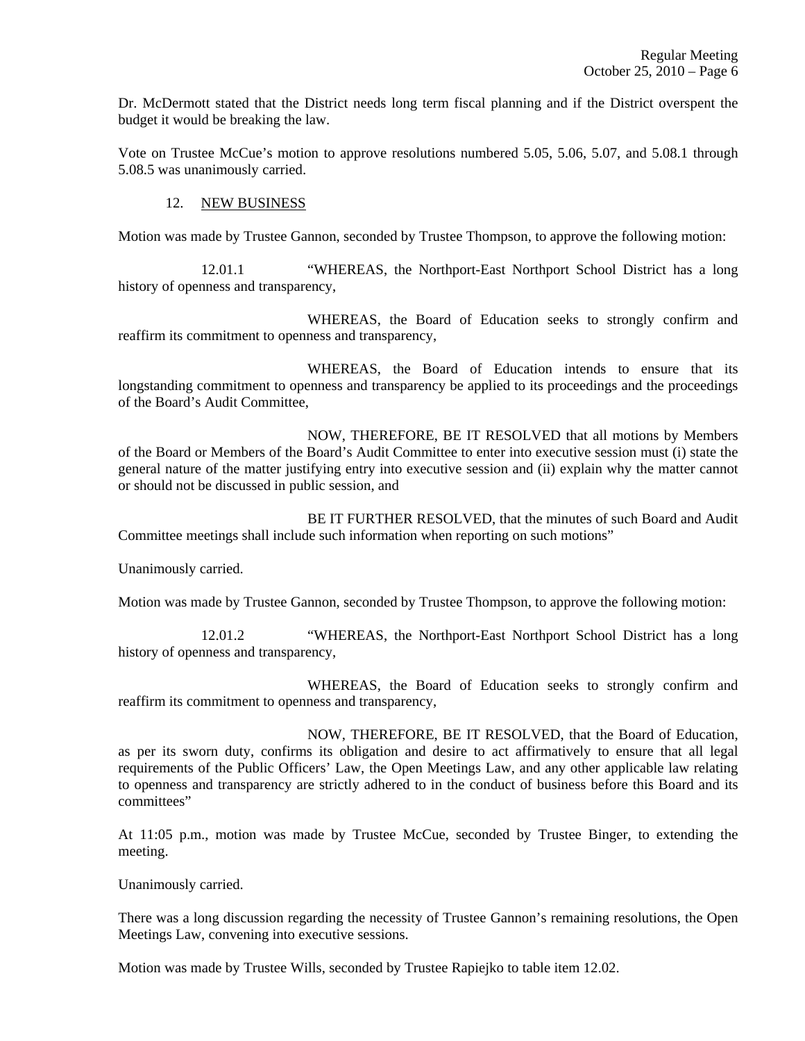Dr. McDermott stated that the District needs long term fiscal planning and if the District overspent the budget it would be breaking the law.

Vote on Trustee McCue's motion to approve resolutions numbered 5.05, 5.06, 5.07, and 5.08.1 through 5.08.5 was unanimously carried.

12. NEW BUSINESS

Motion was made by Trustee Gannon, seconded by Trustee Thompson, to approve the following motion:

12.01.1 "WHEREAS, the Northport-East Northport School District has a long history of openness and transparency,

WHEREAS, the Board of Education seeks to strongly confirm and reaffirm its commitment to openness and transparency,

WHEREAS, the Board of Education intends to ensure that its longstanding commitment to openness and transparency be applied to its proceedings and the proceedings of the Board's Audit Committee,

NOW, THEREFORE, BE IT RESOLVED that all motions by Members of the Board or Members of the Board's Audit Committee to enter into executive session must (i) state the general nature of the matter justifying entry into executive session and (ii) explain why the matter cannot or should not be discussed in public session, and

BE IT FURTHER RESOLVED, that the minutes of such Board and Audit Committee meetings shall include such information when reporting on such motions"

Unanimously carried.

Motion was made by Trustee Gannon, seconded by Trustee Thompson, to approve the following motion:

12.01.2 "WHEREAS, the Northport-East Northport School District has a long history of openness and transparency,

WHEREAS, the Board of Education seeks to strongly confirm and reaffirm its commitment to openness and transparency,

NOW, THEREFORE, BE IT RESOLVED, that the Board of Education, as per its sworn duty, confirms its obligation and desire to act affirmatively to ensure that all legal requirements of the Public Officers' Law, the Open Meetings Law, and any other applicable law relating to openness and transparency are strictly adhered to in the conduct of business before this Board and its committees"

At 11:05 p.m., motion was made by Trustee McCue, seconded by Trustee Binger, to extending the meeting.

Unanimously carried.

There was a long discussion regarding the necessity of Trustee Gannon's remaining resolutions, the Open Meetings Law, convening into executive sessions.

Motion was made by Trustee Wills, seconded by Trustee Rapiejko to table item 12.02.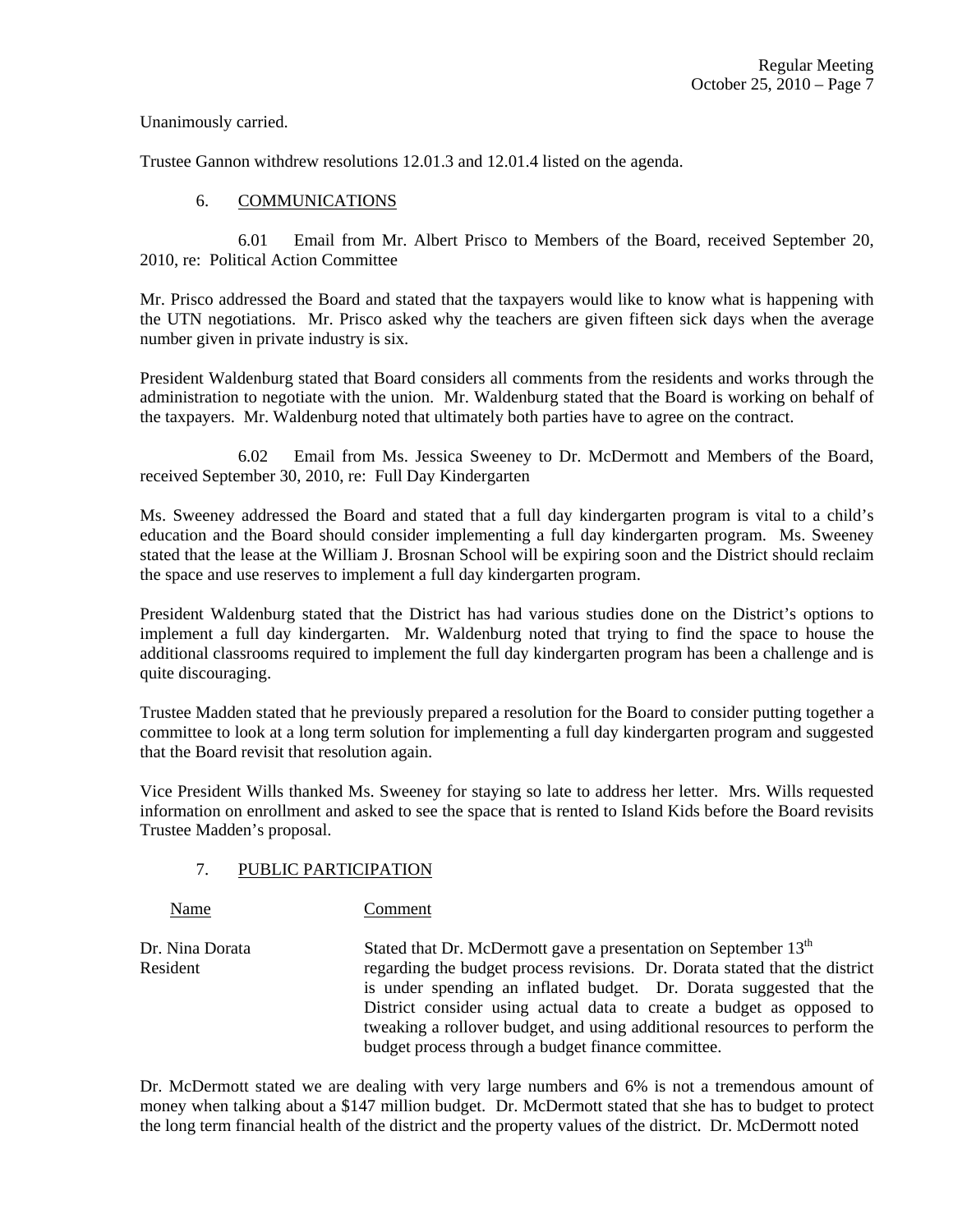Unanimously carried.

Trustee Gannon withdrew resolutions 12.01.3 and 12.01.4 listed on the agenda.

## 6. COMMUNICATIONS

6.01 Email from Mr. Albert Prisco to Members of the Board, received September 20, 2010, re: Political Action Committee

Mr. Prisco addressed the Board and stated that the taxpayers would like to know what is happening with the UTN negotiations. Mr. Prisco asked why the teachers are given fifteen sick days when the average number given in private industry is six.

President Waldenburg stated that Board considers all comments from the residents and works through the administration to negotiate with the union. Mr. Waldenburg stated that the Board is working on behalf of the taxpayers. Mr. Waldenburg noted that ultimately both parties have to agree on the contract.

6.02 Email from Ms. Jessica Sweeney to Dr. McDermott and Members of the Board, received September 30, 2010, re: Full Day Kindergarten

Ms. Sweeney addressed the Board and stated that a full day kindergarten program is vital to a child's education and the Board should consider implementing a full day kindergarten program. Ms. Sweeney stated that the lease at the William J. Brosnan School will be expiring soon and the District should reclaim the space and use reserves to implement a full day kindergarten program.

President Waldenburg stated that the District has had various studies done on the District's options to implement a full day kindergarten. Mr. Waldenburg noted that trying to find the space to house the additional classrooms required to implement the full day kindergarten program has been a challenge and is quite discouraging.

Trustee Madden stated that he previously prepared a resolution for the Board to consider putting together a committee to look at a long term solution for implementing a full day kindergarten program and suggested that the Board revisit that resolution again.

Vice President Wills thanked Ms. Sweeney for staying so late to address her letter. Mrs. Wills requested information on enrollment and asked to see the space that is rented to Island Kids before the Board revisits Trustee Madden's proposal.

## 7. PUBLIC PARTICIPATION

| Name | Comment |
|---|---|
| Dr. Nina Dorata<br>Resident | Stated that Dr. McDermott gave a presentation on September 13th regarding the budget process revisions. Dr. Dorata stated that the district is under spending an inflated budget. Dr. Dorata suggested that the District consider using actual data to create a budget as opposed to tweaking a rollover budget, and using additional resources to perform the budget process through a budget finance committee. |

Dr. McDermott stated we are dealing with very large numbers and 6% is not a tremendous amount of money when talking about a $147 million budget. Dr. McDermott stated that she has to budget to protect the long term financial health of the district and the property values of the district. Dr. McDermott noted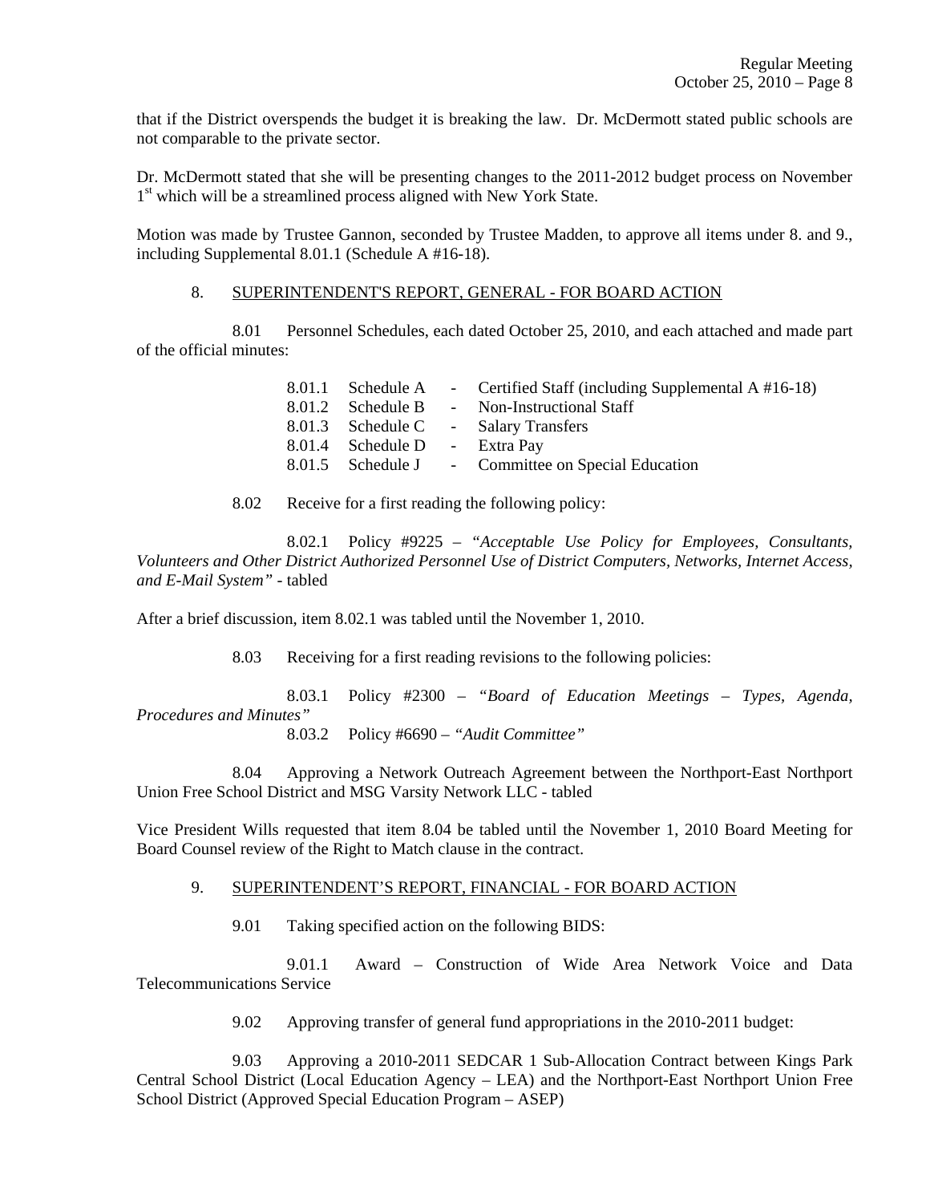that if the District overspends the budget it is breaking the law. Dr. McDermott stated public schools are not comparable to the private sector.

Dr. McDermott stated that she will be presenting changes to the 2011-2012 budget process on November 1st which will be a streamlined process aligned with New York State.

Motion was made by Trustee Gannon, seconded by Trustee Madden, to approve all items under 8. and 9., including Supplemental 8.01.1 (Schedule A #16-18).

8. SUPERINTENDENT'S REPORT, GENERAL - FOR BOARD ACTION

8.01 Personnel Schedules, each dated October 25, 2010, and each attached and made part of the official minutes:

8.01.1 Schedule A - Certified Staff (including Supplemental A #16-18)
8.01.2 Schedule B - Non-Instructional Staff
8.01.3 Schedule C - Salary Transfers
8.01.4 Schedule D - Extra Pay
8.01.5 Schedule J - Committee on Special Education

8.02 Receive for a first reading the following policy:

8.02.1 Policy #9225 – *"Acceptable Use Policy for Employees, Consultants, Volunteers and Other District Authorized Personnel Use of District Computers, Networks, Internet Access, and E-Mail System"* - tabled

After a brief discussion, item 8.02.1 was tabled until the November 1, 2010.

8.03 Receiving for a first reading revisions to the following policies:

8.03.1 Policy #2300 – *"Board of Education Meetings – Types, Agenda, Procedures and Minutes"*
8.03.2 Policy #6690 – *"Audit Committee"*

8.04 Approving a Network Outreach Agreement between the Northport-East Northport Union Free School District and MSG Varsity Network LLC - tabled

Vice President Wills requested that item 8.04 be tabled until the November 1, 2010 Board Meeting for Board Counsel review of the Right to Match clause in the contract.

9. SUPERINTENDENT'S REPORT, FINANCIAL - FOR BOARD ACTION

9.01 Taking specified action on the following BIDS:

9.01.1 Award – Construction of Wide Area Network Voice and Data Telecommunications Service

9.02 Approving transfer of general fund appropriations in the 2010-2011 budget:

9.03 Approving a 2010-2011 SEDCAR 1 Sub-Allocation Contract between Kings Park Central School District (Local Education Agency – LEA) and the Northport-East Northport Union Free School District (Approved Special Education Program – ASEP)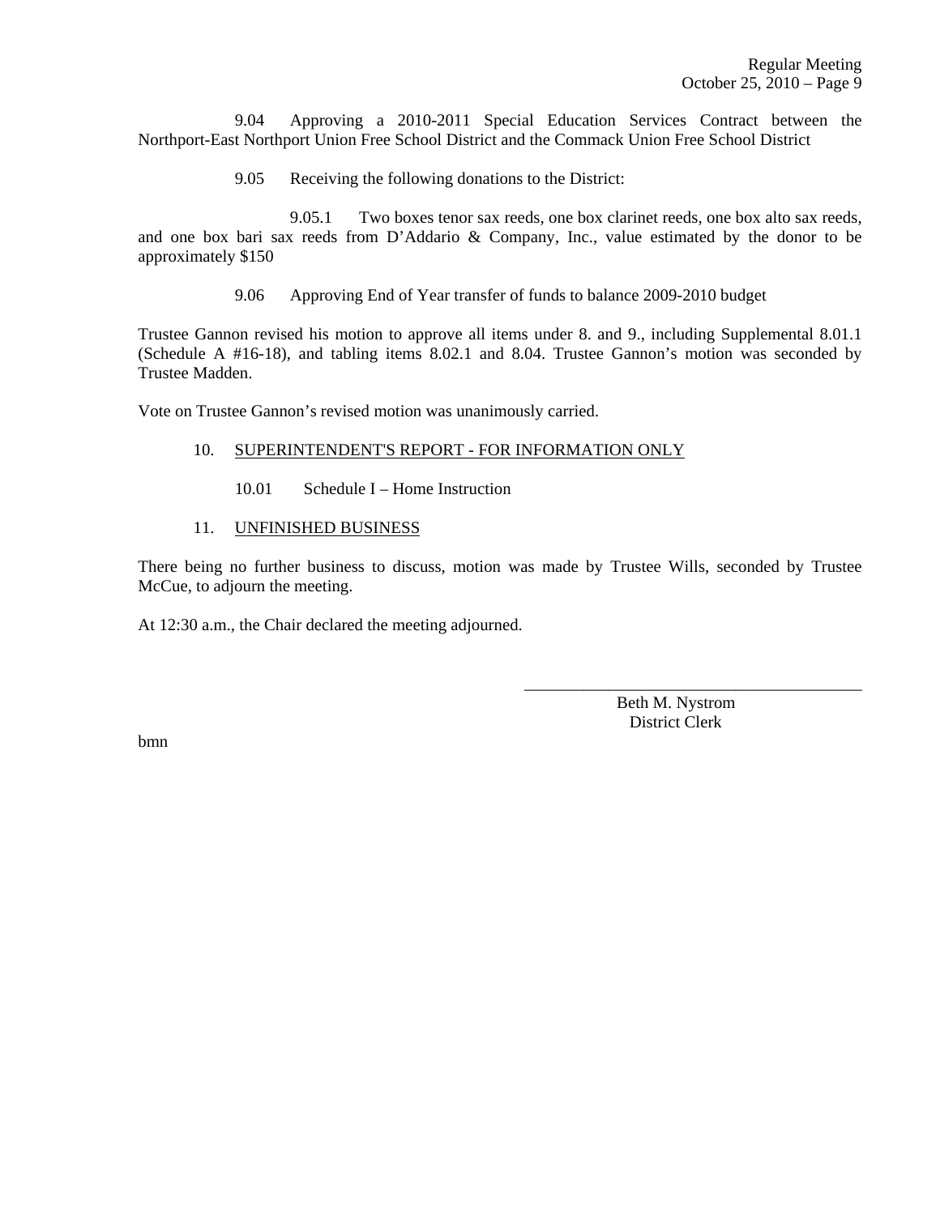9.04 Approving a 2010-2011 Special Education Services Contract between the Northport-East Northport Union Free School District and the Commack Union Free School District

9.05 Receiving the following donations to the District:

9.05.1 Two boxes tenor sax reeds, one box clarinet reeds, one box alto sax reeds, and one box bari sax reeds from D'Addario & Company, Inc., value estimated by the donor to be approximately $150

9.06 Approving End of Year transfer of funds to balance 2009-2010 budget

Trustee Gannon revised his motion to approve all items under 8. and 9., including Supplemental 8.01.1 (Schedule A #16-18), and tabling items 8.02.1 and 8.04. Trustee Gannon's motion was seconded by Trustee Madden.

Vote on Trustee Gannon's revised motion was unanimously carried.

10. <u>SUPERINTENDENT'S REPORT - FOR INFORMATION ONLY</u>

10.01 Schedule I – Home Instruction

11. <u>UNFINISHED BUSINESS</u>

There being no further business to discuss, motion was made by Trustee Wills, seconded by Trustee McCue, to adjourn the meeting.

At 12:30 a.m., the Chair declared the meeting adjourned.

\_\_\_\_\_\_\_\_\_\_\_\_\_\_\_\_\_\_\_\_\_\_\_\_\_\_\_\_\_\_\_\_\_\_\_\_\_\_\_\_

Beth M. Nystrom
District Clerk

bmn